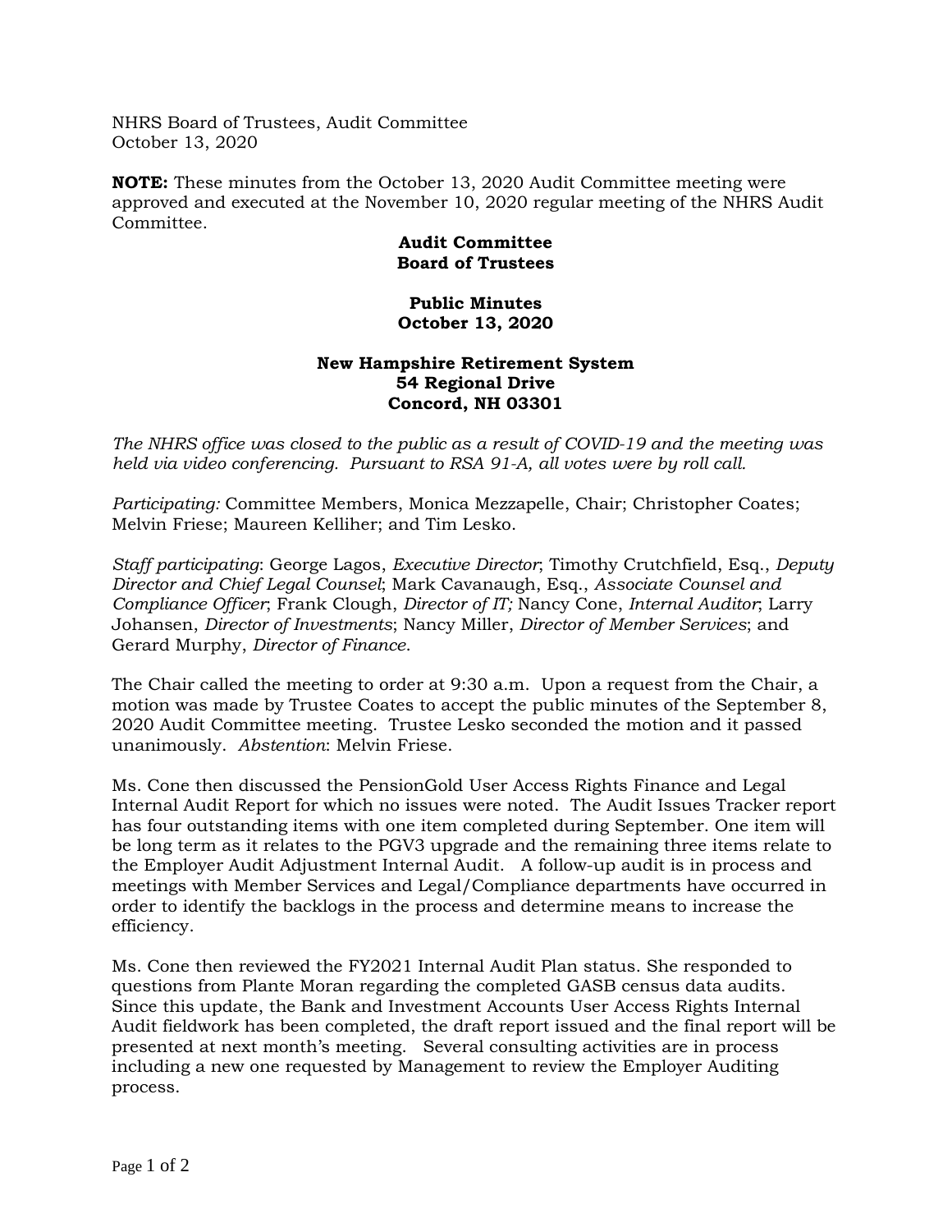NHRS Board of Trustees, Audit Committee
October 13, 2020

**NOTE:** These minutes from the October 13, 2020 Audit Committee meeting were approved and executed at the November 10, 2020 regular meeting of the NHRS Audit Committee.

**Audit Committee**
**Board of Trustees**

**Public Minutes**
**October 13, 2020**

**New Hampshire Retirement System**
**54 Regional Drive**
**Concord, NH 03301**

*The NHRS office was closed to the public as a result of COVID-19 and the meeting was held via video conferencing. Pursuant to RSA 91-A, all votes were by roll call.*

*Participating:* Committee Members, Monica Mezzapelle, Chair; Christopher Coates; Melvin Friese; Maureen Kelliher; and Tim Lesko.

*Staff participating*: George Lagos, *Executive Director*; Timothy Crutchfield, Esq., *Deputy Director and Chief Legal Counsel*; Mark Cavanaugh, Esq., *Associate Counsel and Compliance Officer*; Frank Clough, *Director of IT;* Nancy Cone, *Internal Auditor*; Larry Johansen, *Director of Investments*; Nancy Miller, *Director of Member Services*; and Gerard Murphy, *Director of Finance*.

The Chair called the meeting to order at 9:30 a.m. Upon a request from the Chair, a motion was made by Trustee Coates to accept the public minutes of the September 8, 2020 Audit Committee meeting. Trustee Lesko seconded the motion and it passed unanimously. *Abstention*: Melvin Friese.

Ms. Cone then discussed the PensionGold User Access Rights Finance and Legal Internal Audit Report for which no issues were noted. The Audit Issues Tracker report has four outstanding items with one item completed during September. One item will be long term as it relates to the PGV3 upgrade and the remaining three items relate to the Employer Audit Adjustment Internal Audit. A follow-up audit is in process and meetings with Member Services and Legal/Compliance departments have occurred in order to identify the backlogs in the process and determine means to increase the efficiency.

Ms. Cone then reviewed the FY2021 Internal Audit Plan status. She responded to questions from Plante Moran regarding the completed GASB census data audits. Since this update, the Bank and Investment Accounts User Access Rights Internal Audit fieldwork has been completed, the draft report issued and the final report will be presented at next month's meeting. Several consulting activities are in process including a new one requested by Management to review the Employer Auditing process.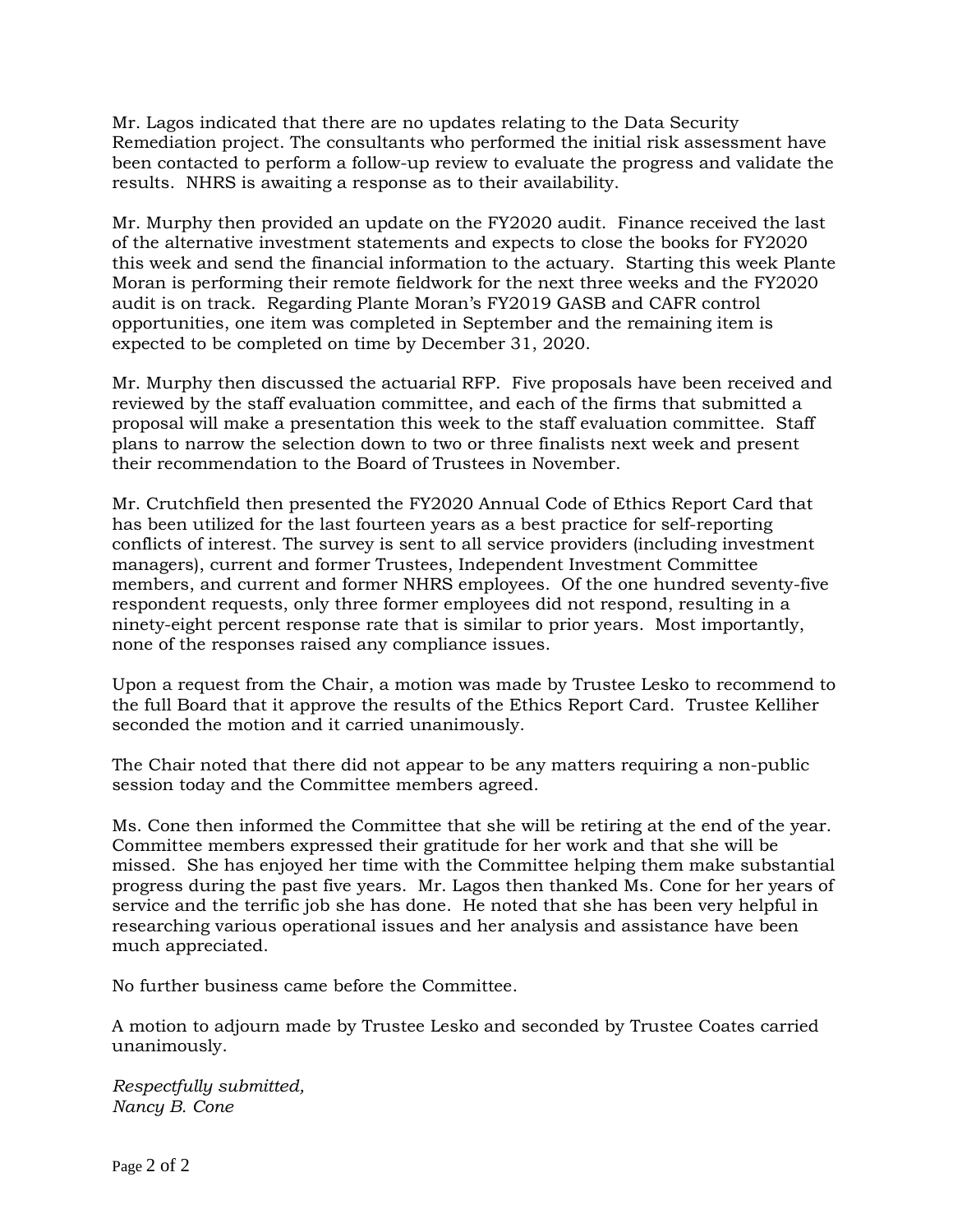Mr. Lagos indicated that there are no updates relating to the Data Security Remediation project. The consultants who performed the initial risk assessment have been contacted to perform a follow-up review to evaluate the progress and validate the results. NHRS is awaiting a response as to their availability.

Mr. Murphy then provided an update on the FY2020 audit. Finance received the last of the alternative investment statements and expects to close the books for FY2020 this week and send the financial information to the actuary. Starting this week Plante Moran is performing their remote fieldwork for the next three weeks and the FY2020 audit is on track. Regarding Plante Moran's FY2019 GASB and CAFR control opportunities, one item was completed in September and the remaining item is expected to be completed on time by December 31, 2020.

Mr. Murphy then discussed the actuarial RFP. Five proposals have been received and reviewed by the staff evaluation committee, and each of the firms that submitted a proposal will make a presentation this week to the staff evaluation committee. Staff plans to narrow the selection down to two or three finalists next week and present their recommendation to the Board of Trustees in November.

Mr. Crutchfield then presented the FY2020 Annual Code of Ethics Report Card that has been utilized for the last fourteen years as a best practice for self-reporting conflicts of interest. The survey is sent to all service providers (including investment managers), current and former Trustees, Independent Investment Committee members, and current and former NHRS employees. Of the one hundred seventy-five respondent requests, only three former employees did not respond, resulting in a ninety-eight percent response rate that is similar to prior years. Most importantly, none of the responses raised any compliance issues.

Upon a request from the Chair, a motion was made by Trustee Lesko to recommend to the full Board that it approve the results of the Ethics Report Card. Trustee Kelliher seconded the motion and it carried unanimously.

The Chair noted that there did not appear to be any matters requiring a non-public session today and the Committee members agreed.

Ms. Cone then informed the Committee that she will be retiring at the end of the year. Committee members expressed their gratitude for her work and that she will be missed. She has enjoyed her time with the Committee helping them make substantial progress during the past five years. Mr. Lagos then thanked Ms. Cone for her years of service and the terrific job she has done. He noted that she has been very helpful in researching various operational issues and her analysis and assistance have been much appreciated.

No further business came before the Committee.

A motion to adjourn made by Trustee Lesko and seconded by Trustee Coates carried unanimously.

*Respectfully submitted,*
*Nancy B. Cone*